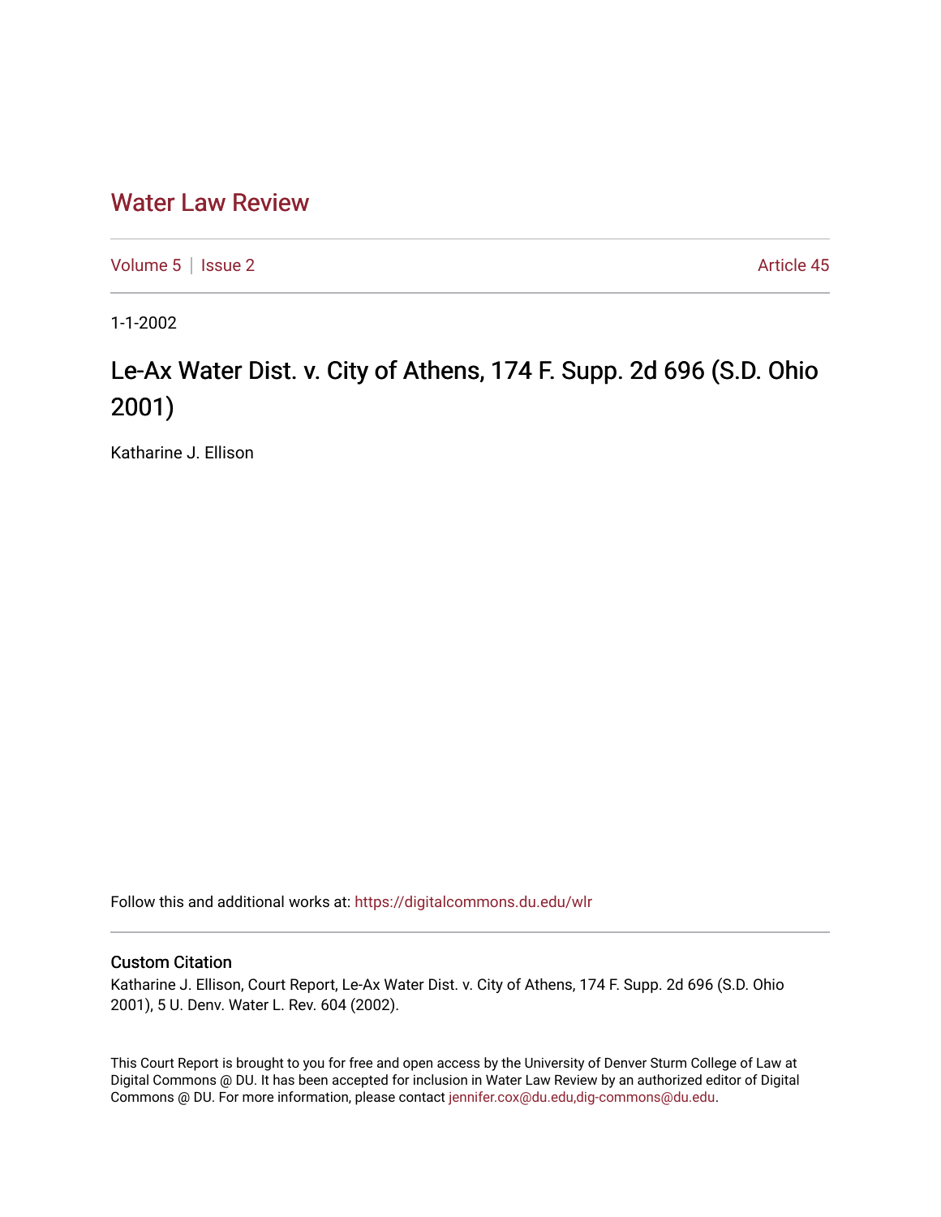# Water Law Review

Volume 5 | Issue 2 | Article 45

1-1-2002

## Le-Ax Water Dist. v. City of Athens, 174 F. Supp. 2d 696 (S.D. Ohio 2001)

Katharine J. Ellison

Follow this and additional works at: https://digitalcommons.du.edu/wlr

### Custom Citation

Katharine J. Ellison, Court Report, Le-Ax Water Dist. v. City of Athens, 174 F. Supp. 2d 696 (S.D. Ohio 2001), 5 U. Denv. Water L. Rev. 604 (2002).

This Court Report is brought to you for free and open access by the University of Denver Sturm College of Law at Digital Commons @ DU. It has been accepted for inclusion in Water Law Review by an authorized editor of Digital Commons @ DU. For more information, please contact jennifer.cox@du.edu,dig-commons@du.edu.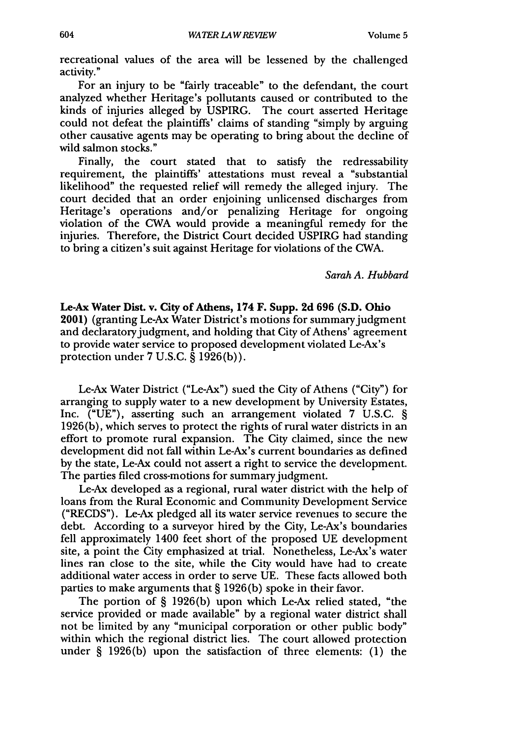recreational values of the area will be lessened by the challenged activity."

For an injury to be "fairly traceable" to the defendant, the court analyzed whether Heritage's pollutants caused or contributed to the kinds of injuries alleged by USPIRG. The court asserted Heritage could not defeat the plaintiffs' claims of standing "simply by arguing other causative agents may be operating to bring about the decline of wild salmon stocks."

Finally, the court stated that to satisfy the redressability requirement, the plaintiffs' attestations must reveal a "substantial likelihood" the requested relief will remedy the alleged injury. The court decided that an order enjoining unlicensed discharges from Heritage's operations and/or penalizing Heritage for ongoing violation of the CWA would provide a meaningful remedy for the injuries. Therefore, the District Court decided USPIRG had standing to bring a citizen's suit against Heritage for violations of the CWA.

*Sarah A. Hubbard*

**Le-Ax Water Dist. v. City of Athens, 174 F. Supp. 2d 696 (S.D. Ohio 2001)** (granting Le-Ax Water District's motions for summary judgment and declaratory judgment, and holding that City of Athens' agreement to provide water service to proposed development violated Le-Ax's protection under 7 U.S.C. § 1926(b)).

Le-Ax Water District ("Le-Ax") sued the City of Athens ("City") for arranging to supply water to a new development by University Estates, Inc. ("UE"), asserting such an arrangement violated 7 U.S.C. § 1926(b), which serves to protect the rights of rural water districts in an effort to promote rural expansion. The City claimed, since the new development did not fall within Le-Ax's current boundaries as defined by the state, Le-Ax could not assert a right to service the development. The parties filed cross-motions for summary judgment.

Le-Ax developed as a regional, rural water district with the help of loans from the Rural Economic and Community Development Service ("RECDS"). Le-Ax pledged all its water service revenues to secure the debt. According to a surveyor hired by the City, Le-Ax's boundaries fell approximately 1400 feet short of the proposed UE development site, a point the City emphasized at trial. Nonetheless, Le-Ax's water lines ran close to the site, while the City would have had to create additional water access in order to serve UE. These facts allowed both parties to make arguments that § 1926(b) spoke in their favor.

The portion of § 1926(b) upon which Le-Ax relied stated, "the service provided or made available" by a regional water district shall not be limited by any "municipal corporation or other public body" within which the regional district lies. The court allowed protection under § 1926(b) upon the satisfaction of three elements: (1) the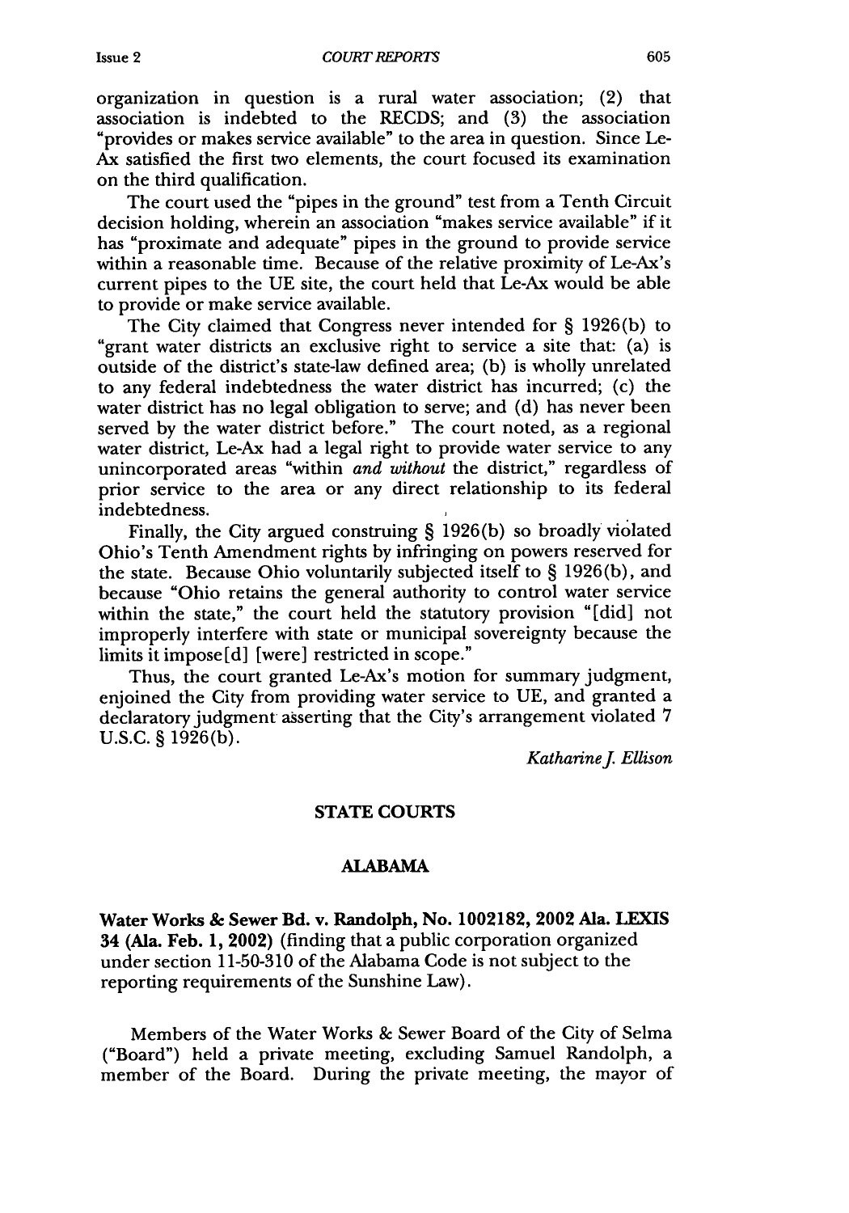organization in question is a rural water association; (2) that association is indebted to the RECDS; and (3) the association "provides or makes service available" to the area in question. Since Le-Ax satisfied the first two elements, the court focused its examination on the third qualification.

The court used the "pipes in the ground" test from a Tenth Circuit decision holding, wherein an association "makes service available" if it has "proximate and adequate" pipes in the ground to provide service within a reasonable time. Because of the relative proximity of Le-Ax's current pipes to the UE site, the court held that Le-Ax would be able to provide or make service available.

The City claimed that Congress never intended for § 1926(b) to "grant water districts an exclusive right to service a site that: (a) is outside of the district's state-law defined area; (b) is wholly unrelated to any federal indebtedness the water district has incurred; (c) the water district has no legal obligation to serve; and (d) has never been served by the water district before." The court noted, as a regional water district, Le-Ax had a legal right to provide water service to any unincorporated areas "within *and without* the district," regardless of prior service to the area or any direct relationship to its federal indebtedness.

Finally, the City argued construing § 1926(b) so broadly violated Ohio's Tenth Amendment rights by infringing on powers reserved for the state. Because Ohio voluntarily subjected itself to § 1926(b), and because "Ohio retains the general authority to control water service within the state," the court held the statutory provision "[did] not improperly interfere with state or municipal sovereignty because the limits it impose[d] [were] restricted in scope."

Thus, the court granted Le-Ax's motion for summary judgment, enjoined the City from providing water service to UE, and granted a declaratory judgment asserting that the City's arrangement violated 7 U.S.C. § 1926(b).

*Katharine J. Ellison*

## STATE COURTS

### ALABAMA

**Water Works & Sewer Bd. v. Randolph, No. 1002182, 2002 Ala. LEXIS 34 (Ala. Feb. 1, 2002)** (finding that a public corporation organized under section 11-50-310 of the Alabama Code is not subject to the reporting requirements of the Sunshine Law).

Members of the Water Works & Sewer Board of the City of Selma ("Board") held a private meeting, excluding Samuel Randolph, a member of the Board. During the private meeting, the mayor of